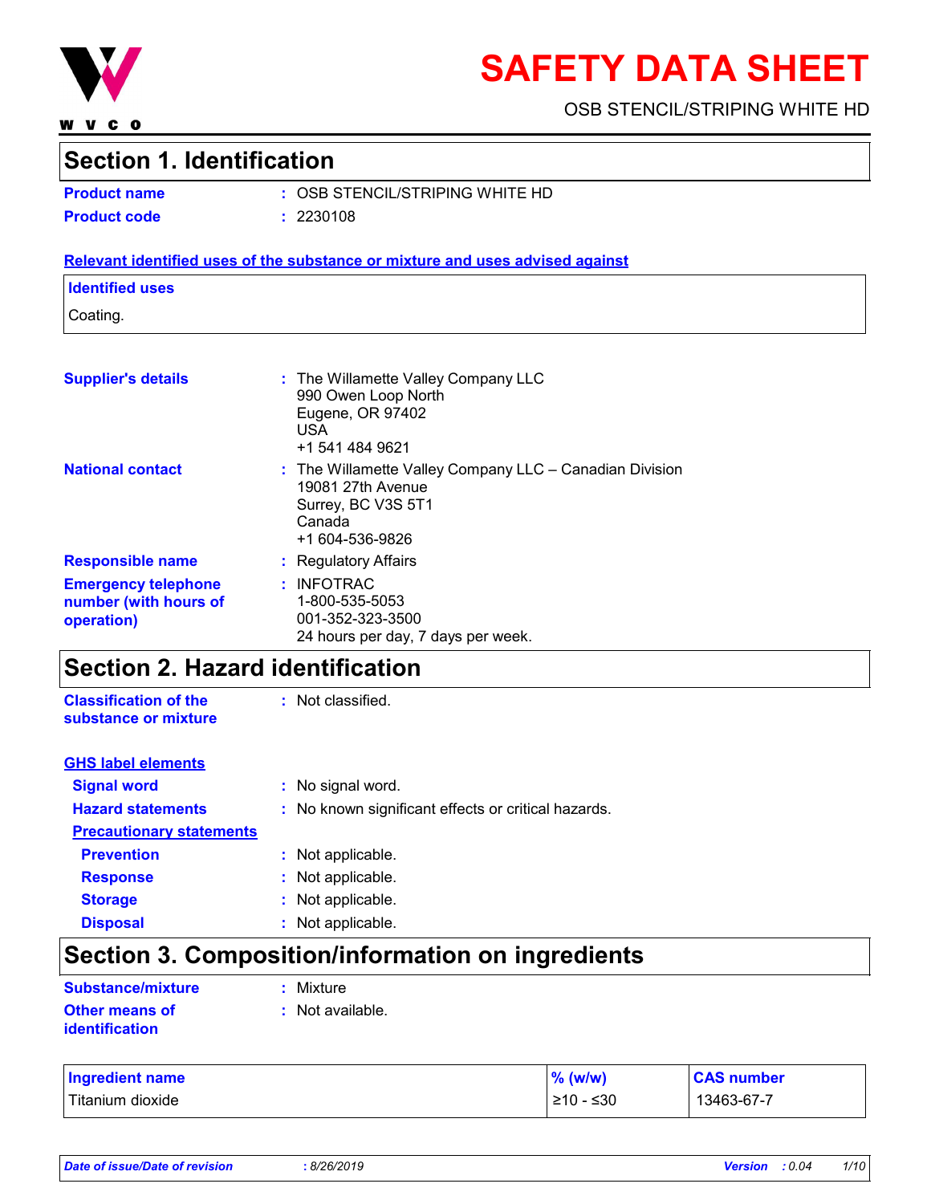# SAFETY DATA SHEET

OSB STENCIL/STRIPING WHITE HD

## Section 1. Identification

**Product name** : OSB STENCIL/STRIPING WHITE HD

**Product code** : 2230108

**Relevant identified uses of the substance or mixture and uses advised against**

**Identified uses**

Coating.

**Supplier's details** : The Willamette Valley Company LLC
990 Owen Loop North
Eugene, OR 97402
USA
+1 541 484 9621

**National contact** : The Willamette Valley Company LLC – Canadian Division
19081 27th Avenue
Surrey, BC V3S 5T1
Canada
+1 604-536-9826

**Responsible name** : Regulatory Affairs

**Emergency telephone number (with hours of operation)** : INFOTRAC
1-800-535-5053
001-352-323-3500
24 hours per day, 7 days per week.

## Section 2. Hazard identification

**Classification of the substance or mixture** : Not classified.

**GHS label elements**

**Signal word** : No signal word.

**Hazard statements** : No known significant effects or critical hazards.

**Precautionary statements**

**Prevention** : Not applicable.

**Response** : Not applicable.

**Storage** : Not applicable.

**Disposal** : Not applicable.

## Section 3. Composition/information on ingredients

**Substance/mixture** : Mixture

**Other means of identification** : Not available.

| Ingredient name | % (w/w) | CAS number |
|---|---|---|
| Titanium dioxide | ≥10 - ≤30 | 13463-67-7 |

*Date of issue/Date of revision* : 8/26/2019 *Version* : 0.04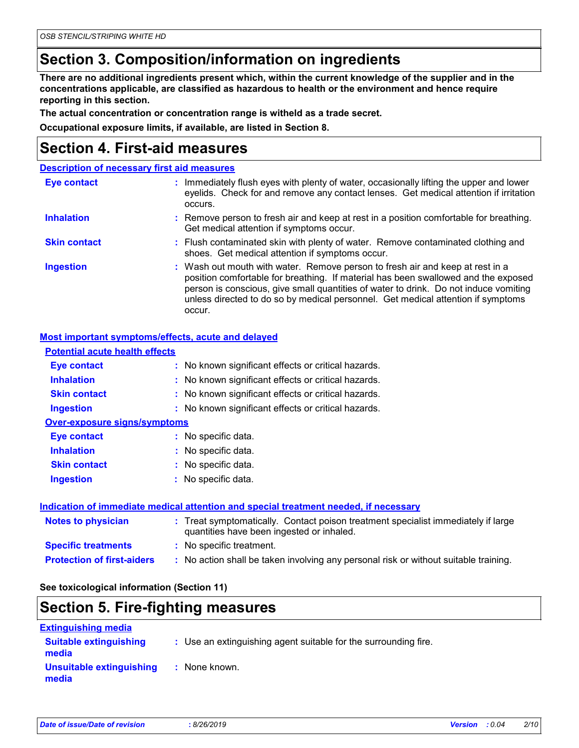## Section 3. Composition/information on ingredients

**There are no additional ingredients present which, within the current knowledge of the supplier and in the concentrations applicable, are classified as hazardous to health or the environment and hence require reporting in this section.**

**The actual concentration or concentration range is witheld as a trade secret.**

**Occupational exposure limits, if available, are listed in Section 8.**

## Section 4. First-aid measures

### Description of necessary first aid measures

| | |
|---|---|
| **Eye contact** | : Immediately flush eyes with plenty of water, occasionally lifting the upper and lower eyelids. Check for and remove any contact lenses. Get medical attention if irritation occurs. |
| **Inhalation** | : Remove person to fresh air and keep at rest in a position comfortable for breathing. Get medical attention if symptoms occur. |
| **Skin contact** | : Flush contaminated skin with plenty of water. Remove contaminated clothing and shoes. Get medical attention if symptoms occur. |
| **Ingestion** | : Wash out mouth with water. Remove person to fresh air and keep at rest in a position comfortable for breathing. If material has been swallowed and the exposed person is conscious, give small quantities of water to drink. Do not induce vomiting unless directed to do so by medical personnel. Get medical attention if symptoms occur. |

### Most important symptoms/effects, acute and delayed

**Potential acute health effects**

| | |
|---|---|
| **Eye contact** | : No known significant effects or critical hazards. |
| **Inhalation** | : No known significant effects or critical hazards. |
| **Skin contact** | : No known significant effects or critical hazards. |
| **Ingestion** | : No known significant effects or critical hazards. |

**Over-exposure signs/symptoms**

| | |
|---|---|
| **Eye contact** | : No specific data. |
| **Inhalation** | : No specific data. |
| **Skin contact** | : No specific data. |
| **Ingestion** | : No specific data. |

### Indication of immediate medical attention and special treatment needed, if necessary

| | |
|---|---|
| **Notes to physician** | : Treat symptomatically. Contact poison treatment specialist immediately if large quantities have been ingested or inhaled. |
| **Specific treatments** | : No specific treatment. |
| **Protection of first-aiders** | : No action shall be taken involving any personal risk or without suitable training. |

**See toxicological information (Section 11)**

## Section 5. Fire-fighting measures

### Extinguishing media

| | |
|---|---|
| **Suitable extinguishing media** | : Use an extinguishing agent suitable for the surrounding fire. |
| **Unsuitable extinguishing media** | : None known. |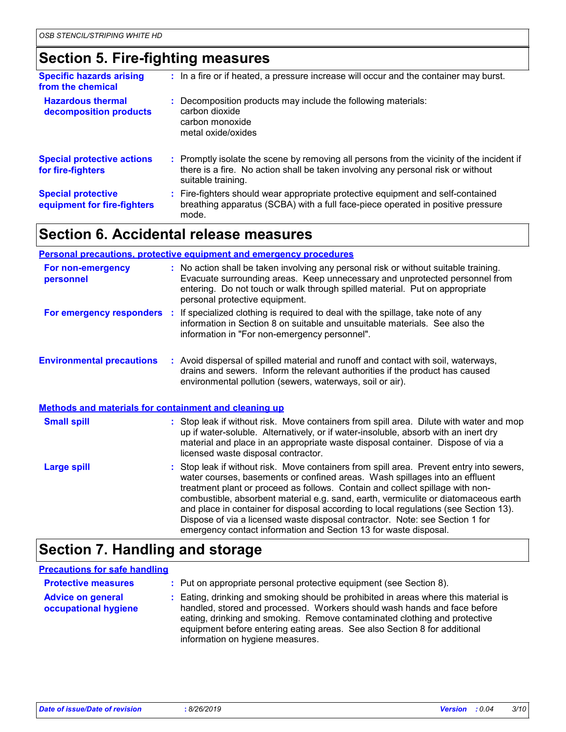## Section 5. Fire-fighting measures

| | |
|---|---|
| **Specific hazards arising from the chemical** | : In a fire or if heated, a pressure increase will occur and the container may burst. |
| **Hazardous thermal decomposition products** | : Decomposition products may include the following materials:<br>carbon dioxide<br>carbon monoxide<br>metal oxide/oxides |
| **Special protective actions for fire-fighters** | : Promptly isolate the scene by removing all persons from the vicinity of the incident if there is a fire. No action shall be taken involving any personal risk or without suitable training. |
| **Special protective equipment for fire-fighters** | : Fire-fighters should wear appropriate protective equipment and self-contained breathing apparatus (SCBA) with a full face-piece operated in positive pressure mode. |

## Section 6. Accidental release measures

### Personal precautions, protective equipment and emergency procedures

| | |
|---|---|
| **For non-emergency personnel** | : No action shall be taken involving any personal risk or without suitable training. Evacuate surrounding areas. Keep unnecessary and unprotected personnel from entering. Do not touch or walk through spilled material. Put on appropriate personal protective equipment. |
| **For emergency responders** | : If specialized clothing is required to deal with the spillage, take note of any information in Section 8 on suitable and unsuitable materials. See also the information in "For non-emergency personnel". |
| **Environmental precautions** | : Avoid dispersal of spilled material and runoff and contact with soil, waterways, drains and sewers. Inform the relevant authorities if the product has caused environmental pollution (sewers, waterways, soil or air). |

### Methods and materials for containment and cleaning up

| | |
|---|---|
| **Small spill** | : Stop leak if without risk. Move containers from spill area. Dilute with water and mop up if water-soluble. Alternatively, or if water-insoluble, absorb with an inert dry material and place in an appropriate waste disposal container. Dispose of via a licensed waste disposal contractor. |
| **Large spill** | : Stop leak if without risk. Move containers from spill area. Prevent entry into sewers, water courses, basements or confined areas. Wash spillages into an effluent treatment plant or proceed as follows. Contain and collect spillage with non-combustible, absorbent material e.g. sand, earth, vermiculite or diatomaceous earth and place in container for disposal according to local regulations (see Section 13). Dispose of via a licensed waste disposal contractor. Note: see Section 1 for emergency contact information and Section 13 for waste disposal. |

## Section 7. Handling and storage

### Precautions for safe handling

| | |
|---|---|
| **Protective measures** | : Put on appropriate personal protective equipment (see Section 8). |
| **Advice on general occupational hygiene** | : Eating, drinking and smoking should be prohibited in areas where this material is handled, stored and processed. Workers should wash hands and face before eating, drinking and smoking. Remove contaminated clothing and protective equipment before entering eating areas. See also Section 8 for additional information on hygiene measures. |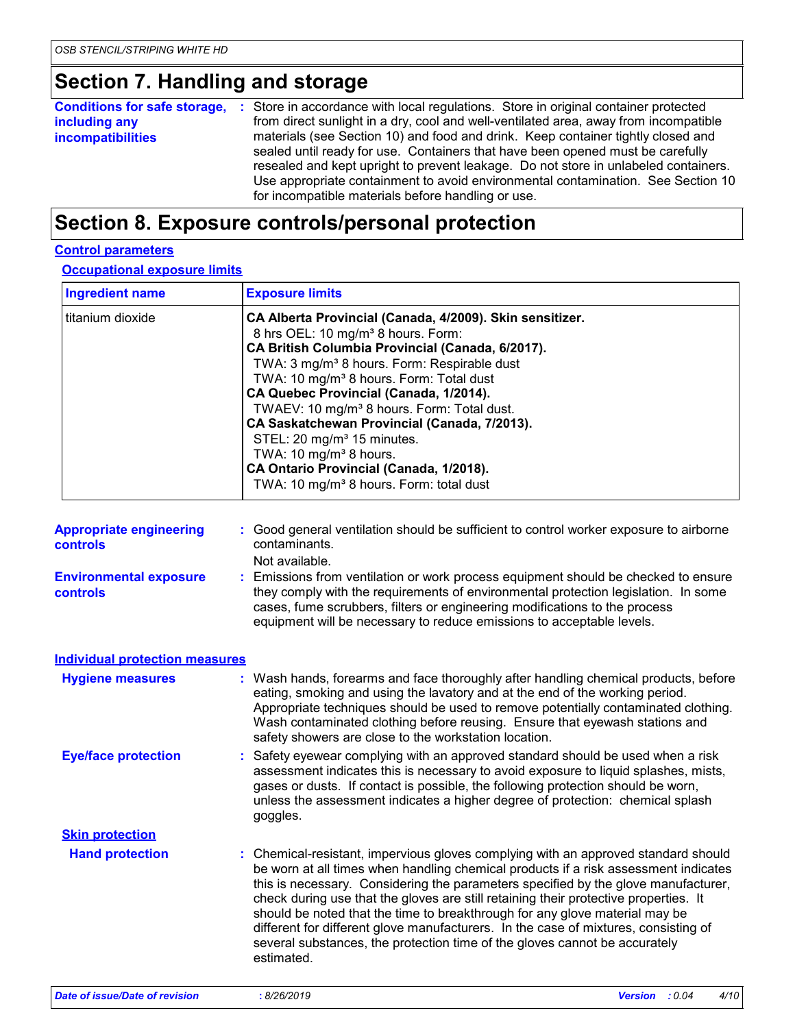## Section 7. Handling and storage

**Conditions for safe storage, including any incompatibilities** : Store in accordance with local regulations. Store in original container protected from direct sunlight in a dry, cool and well-ventilated area, away from incompatible materials (see Section 10) and food and drink. Keep container tightly closed and sealed until ready for use. Containers that have been opened must be carefully resealed and kept upright to prevent leakage. Do not store in unlabeled containers. Use appropriate containment to avoid environmental contamination. See Section 10 for incompatible materials before handling or use.

## Section 8. Exposure controls/personal protection

### Control parameters

#### Occupational exposure limits

| Ingredient name | Exposure limits |
|---|---|
| titanium dioxide | **CA Alberta Provincial (Canada, 4/2009). Skin sensitizer.**<br>8 hrs OEL: 10 mg/m³ 8 hours. Form:<br>**CA British Columbia Provincial (Canada, 6/2017).**<br>TWA: 3 mg/m³ 8 hours. Form: Respirable dust<br>TWA: 10 mg/m³ 8 hours. Form: Total dust<br>**CA Quebec Provincial (Canada, 1/2014).**<br>TWAEV: 10 mg/m³ 8 hours. Form: Total dust.<br>**CA Saskatchewan Provincial (Canada, 7/2013).**<br>STEL: 20 mg/m³ 15 minutes.<br>TWA: 10 mg/m³ 8 hours.<br>**CA Ontario Provincial (Canada, 1/2018).**<br>TWA: 10 mg/m³ 8 hours. Form: total dust |

**Appropriate engineering controls** : Good general ventilation should be sufficient to control worker exposure to airborne contaminants.
Not available.

**Environmental exposure controls** : Emissions from ventilation or work process equipment should be checked to ensure they comply with the requirements of environmental protection legislation. In some cases, fume scrubbers, filters or engineering modifications to the process equipment will be necessary to reduce emissions to acceptable levels.

### Individual protection measures

**Hygiene measures** : Wash hands, forearms and face thoroughly after handling chemical products, before eating, smoking and using the lavatory and at the end of the working period. Appropriate techniques should be used to remove potentially contaminated clothing. Wash contaminated clothing before reusing. Ensure that eyewash stations and safety showers are close to the workstation location.

**Eye/face protection** : Safety eyewear complying with an approved standard should be used when a risk assessment indicates this is necessary to avoid exposure to liquid splashes, mists, gases or dusts. If contact is possible, the following protection should be worn, unless the assessment indicates a higher degree of protection: chemical splash goggles.

#### Skin protection

**Hand protection** : Chemical-resistant, impervious gloves complying with an approved standard should be worn at all times when handling chemical products if a risk assessment indicates this is necessary. Considering the parameters specified by the glove manufacturer, check during use that the gloves are still retaining their protective properties. It should be noted that the time to breakthrough for any glove material may be different for different glove manufacturers. In the case of mixtures, consisting of several substances, the protection time of the gloves cannot be accurately estimated.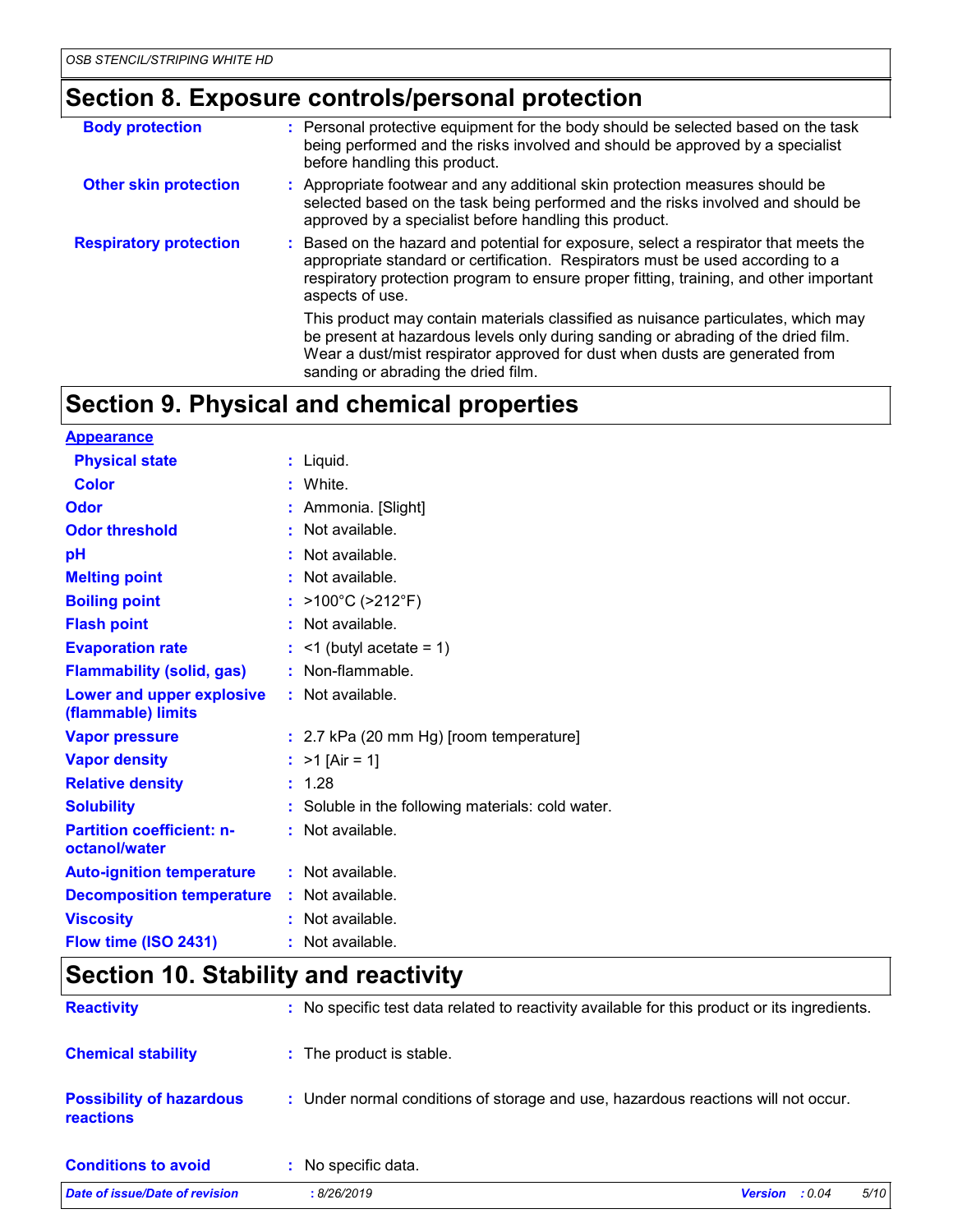## Section 8. Exposure controls/personal protection

| | |
|---|---|
| **Body protection** | : Personal protective equipment for the body should be selected based on the task being performed and the risks involved and should be approved by a specialist before handling this product. |
| **Other skin protection** | : Appropriate footwear and any additional skin protection measures should be selected based on the task being performed and the risks involved and should be approved by a specialist before handling this product. |
| **Respiratory protection** | : Based on the hazard and potential for exposure, select a respirator that meets the appropriate standard or certification. Respirators must be used according to a respiratory protection program to ensure proper fitting, training, and other important aspects of use. |
| | This product may contain materials classified as nuisance particulates, which may be present at hazardous levels only during sanding or abrading of the dried film. Wear a dust/mist respirator approved for dust when dusts are generated from sanding or abrading the dried film. |

## Section 9. Physical and chemical properties

| | |
|---|---|
| **Appearance** | |
| **Physical state** | : Liquid. |
| **Color** | : White. |
| **Odor** | : Ammonia. [Slight] |
| **Odor threshold** | : Not available. |
| **pH** | : Not available. |
| **Melting point** | : Not available. |
| **Boiling point** | : >100°C (>212°F) |
| **Flash point** | : Not available. |
| **Evaporation rate** | : <1 (butyl acetate = 1) |
| **Flammability (solid, gas)** | : Non-flammable. |
| **Lower and upper explosive (flammable) limits** | : Not available. |
| **Vapor pressure** | : 2.7 kPa (20 mm Hg) [room temperature] |
| **Vapor density** | : >1 [Air = 1] |
| **Relative density** | : 1.28 |
| **Solubility** | : Soluble in the following materials: cold water. |
| **Partition coefficient: n-octanol/water** | : Not available. |
| **Auto-ignition temperature** | : Not available. |
| **Decomposition temperature** | : Not available. |
| **Viscosity** | : Not available. |
| **Flow time (ISO 2431)** | : Not available. |

## Section 10. Stability and reactivity

| | |
|---|---|
| **Reactivity** | : No specific test data related to reactivity available for this product or its ingredients. |
| **Chemical stability** | : The product is stable. |
| **Possibility of hazardous reactions** | : Under normal conditions of storage and use, hazardous reactions will not occur. |
| **Conditions to avoid** | : No specific data. |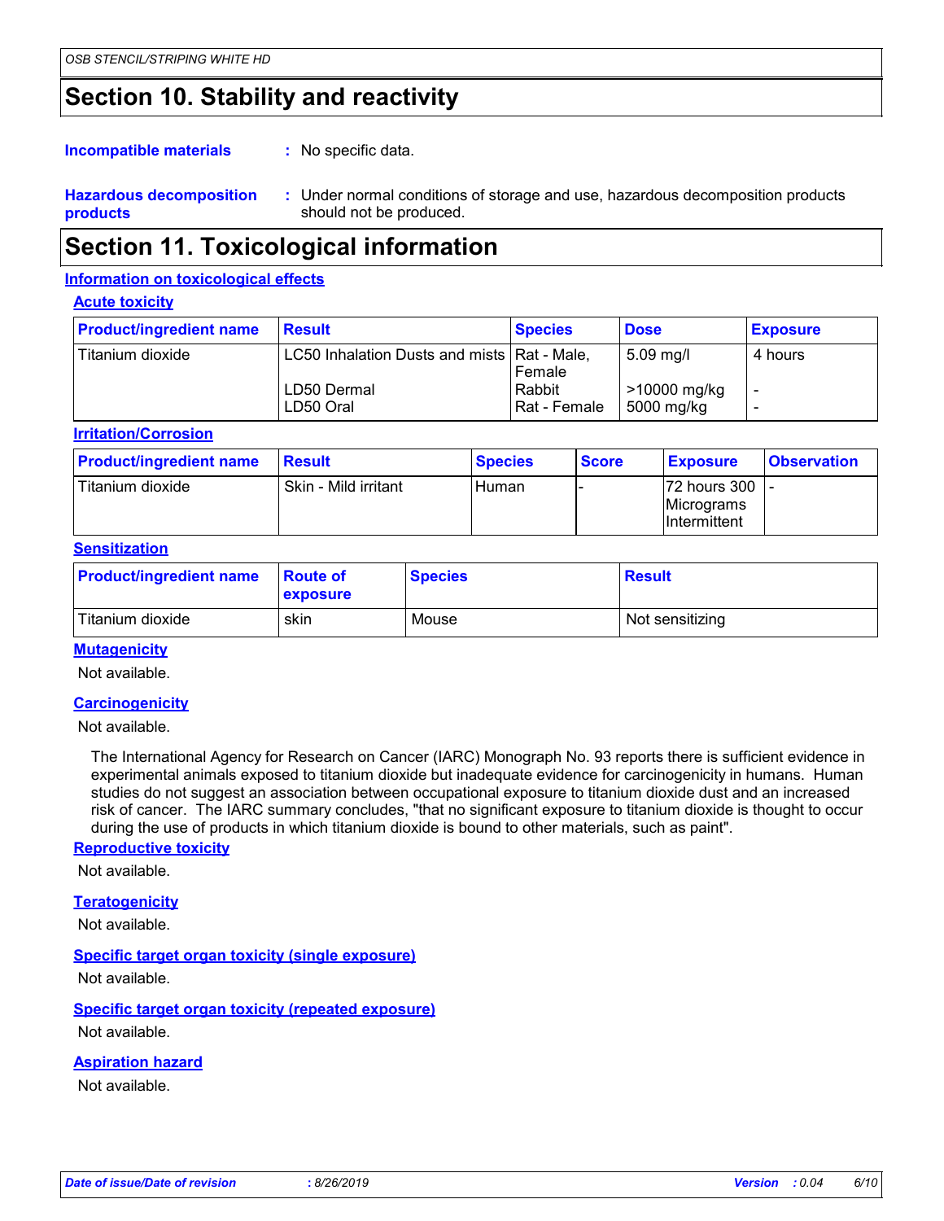## Section 10. Stability and reactivity

**Incompatible materials** : No specific data.

**Hazardous decomposition products** : Under normal conditions of storage and use, hazardous decomposition products should not be produced.

## Section 11. Toxicological information

### Information on toxicological effects

#### Acute toxicity

| Product/ingredient name | Result | Species | Dose | Exposure |
|---|---|---|---|---|
| Titanium dioxide | LC50 Inhalation Dusts and mists | Rat - Male, Female | 5.09 mg/l | 4 hours |
| | LD50 Dermal | Rabbit | >10000 mg/kg | - |
| | LD50 Oral | Rat - Female | 5000 mg/kg | - |

#### Irritation/Corrosion

| Product/ingredient name | Result | Species | Score | Exposure | Observation |
|---|---|---|---|---|---|
| Titanium dioxide | Skin - Mild irritant | Human | - | 72 hours 300 Micrograms Intermittent | - |

#### Sensitization

| Product/ingredient name | Route of exposure | Species | Result |
|---|---|---|---|
| Titanium dioxide | skin | Mouse | Not sensitizing |

#### Mutagenicity

Not available.

#### Carcinogenicity

Not available.

The International Agency for Research on Cancer (IARC) Monograph No. 93 reports there is sufficient evidence in experimental animals exposed to titanium dioxide but inadequate evidence for carcinogenicity in humans. Human studies do not suggest an association between occupational exposure to titanium dioxide dust and an increased risk of cancer. The IARC summary concludes, "that no significant exposure to titanium dioxide is thought to occur during the use of products in which titanium dioxide is bound to other materials, such as paint".

#### Reproductive toxicity

Not available.

#### Teratogenicity

Not available.

#### Specific target organ toxicity (single exposure)

Not available.

#### Specific target organ toxicity (repeated exposure)

Not available.

#### Aspiration hazard

Not available.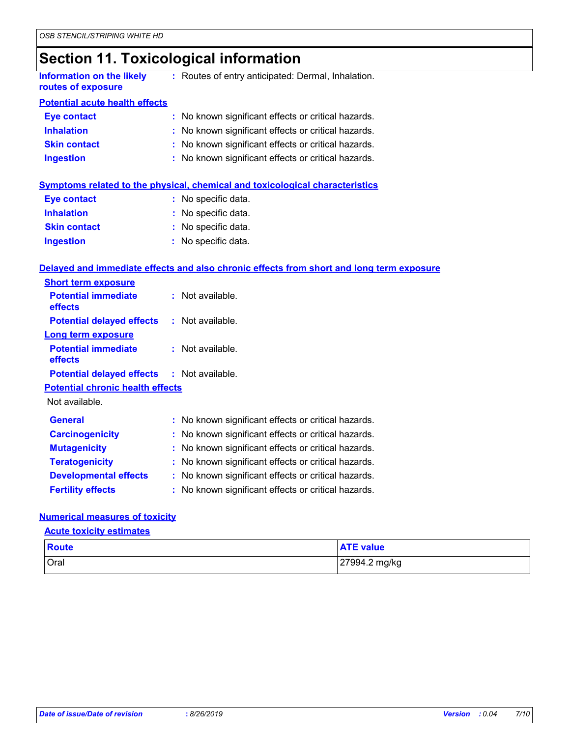# Section 11. Toxicological information

**Information on the likely routes of exposure** : Routes of entry anticipated: Dermal, Inhalation.

**Potential acute health effects**

**Eye contact** : No known significant effects or critical hazards.
**Inhalation** : No known significant effects or critical hazards.
**Skin contact** : No known significant effects or critical hazards.
**Ingestion** : No known significant effects or critical hazards.

**Symptoms related to the physical, chemical and toxicological characteristics**

**Eye contact** : No specific data.
**Inhalation** : No specific data.
**Skin contact** : No specific data.
**Ingestion** : No specific data.

**Delayed and immediate effects and also chronic effects from short and long term exposure**

**Short term exposure**

**Potential immediate effects** : Not available.
**Potential delayed effects** : Not available.

**Long term exposure**

**Potential immediate effects** : Not available.
**Potential delayed effects** : Not available.

**Potential chronic health effects**

Not available.

**General** : No known significant effects or critical hazards.
**Carcinogenicity** : No known significant effects or critical hazards.
**Mutagenicity** : No known significant effects or critical hazards.
**Teratogenicity** : No known significant effects or critical hazards.
**Developmental effects** : No known significant effects or critical hazards.
**Fertility effects** : No known significant effects or critical hazards.

**Numerical measures of toxicity**

**Acute toxicity estimates**

| Route | ATE value |
|---|---|
| Oral | 27994.2 mg/kg |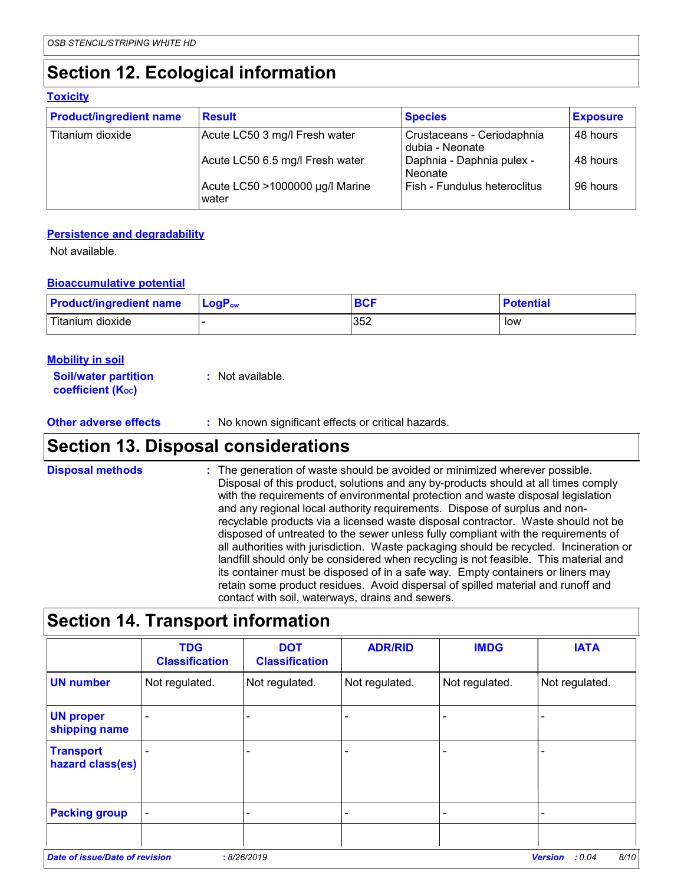## Section 12. Ecological information

### Toxicity

| Product/ingredient name | Result | Species | Exposure |
|---|---|---|---|
| Titanium dioxide | Acute LC50 3 mg/l Fresh water | Crustaceans - Ceriodaphnia dubia - Neonate | 48 hours |
| | Acute LC50 6.5 mg/l Fresh water | Daphnia - Daphnia pulex - Neonate | 48 hours |
| | Acute LC50 >1000000 µg/l Marine water | Fish - Fundulus heteroclitus | 96 hours |

### Persistence and degradability

Not available.

### Bioaccumulative potential

| Product/ingredient name | $LogP_{ow}$ | BCF | Potential |
|---|---|---|---|
| Titanium dioxide | - | 352 | low |

### Mobility in soil

**Soil/water partition coefficient ($K_{OC}$)** : Not available.

**Other adverse effects** : No known significant effects or critical hazards.

## Section 13. Disposal considerations

**Disposal methods** : The generation of waste should be avoided or minimized wherever possible. Disposal of this product, solutions and any by-products should at all times comply with the requirements of environmental protection and waste disposal legislation and any regional local authority requirements. Dispose of surplus and non-recyclable products via a licensed waste disposal contractor. Waste should not be disposed of untreated to the sewer unless fully compliant with the requirements of all authorities with jurisdiction. Waste packaging should be recycled. Incineration or landfill should only be considered when recycling is not feasible. This material and its container must be disposed of in a safe way. Empty containers or liners may retain some product residues. Avoid dispersal of spilled material and runoff and contact with soil, waterways, drains and sewers.

## Section 14. Transport information

| | TDG Classification | DOT Classification | ADR/RID | IMDG | IATA |
|---|---|---|---|---|---|
| UN number | Not regulated. | Not regulated. | Not regulated. | Not regulated. | Not regulated. |
| UN proper shipping name | - | - | - | - | - |
| Transport hazard class(es) | - | - | - | - | - |
| Packing group | - | - | - | - | - |
| | | | | | |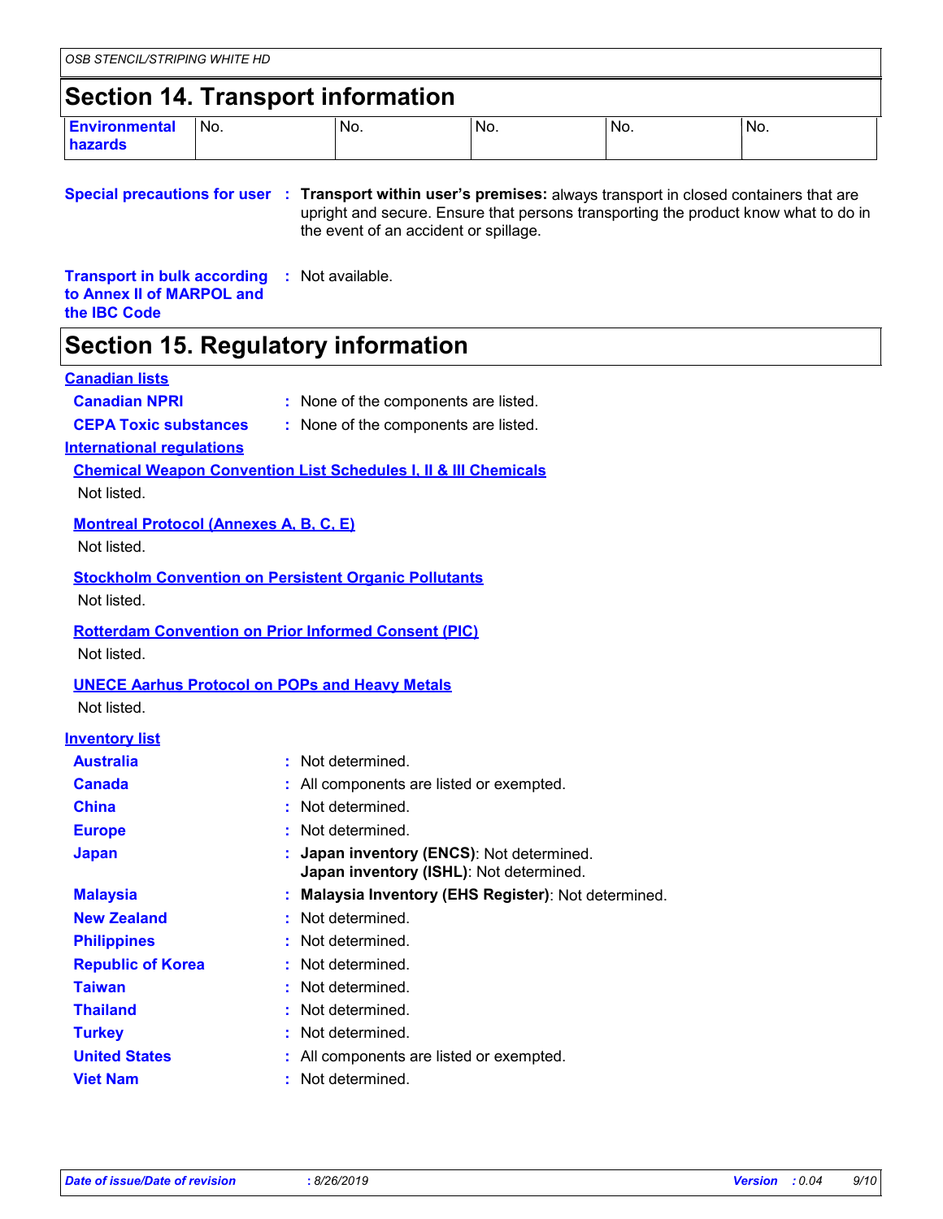## Section 14. Transport information

| Environmental hazards | No. | No. | No. | No. | No. |
|---|---|---|---|---|---|

**Special precautions for user** : **Transport within user's premises:** always transport in closed containers that are upright and secure. Ensure that persons transporting the product know what to do in the event of an accident or spillage.

**Transport in bulk according to Annex II of MARPOL and the IBC Code** : Not available.

## Section 15. Regulatory information

**Canadian lists**

**Canadian NPRI** : None of the components are listed.

**CEPA Toxic substances** : None of the components are listed.

**International regulations**

**Chemical Weapon Convention List Schedules I, II & III Chemicals**

Not listed.

**Montreal Protocol (Annexes A, B, C, E)**

Not listed.

**Stockholm Convention on Persistent Organic Pollutants**

Not listed.

**Rotterdam Convention on Prior Informed Consent (PIC)**

Not listed.

**UNECE Aarhus Protocol on POPs and Heavy Metals**

Not listed.

**Inventory list**

**Australia** : Not determined.

**Canada** : All components are listed or exempted.

**China** : Not determined.

**Europe** : Not determined.

**Japan** : **Japan inventory (ENCS)**: Not determined.
**Japan inventory (ISHL)**: Not determined.

**Malaysia** : **Malaysia Inventory (EHS Register)**: Not determined.

**New Zealand** : Not determined.

**Philippines** : Not determined.

**Republic of Korea** : Not determined.

**Taiwan** : Not determined.

**Thailand** : Not determined.

**Turkey** : Not determined.

**United States** : All components are listed or exempted.

**Viet Nam** : Not determined.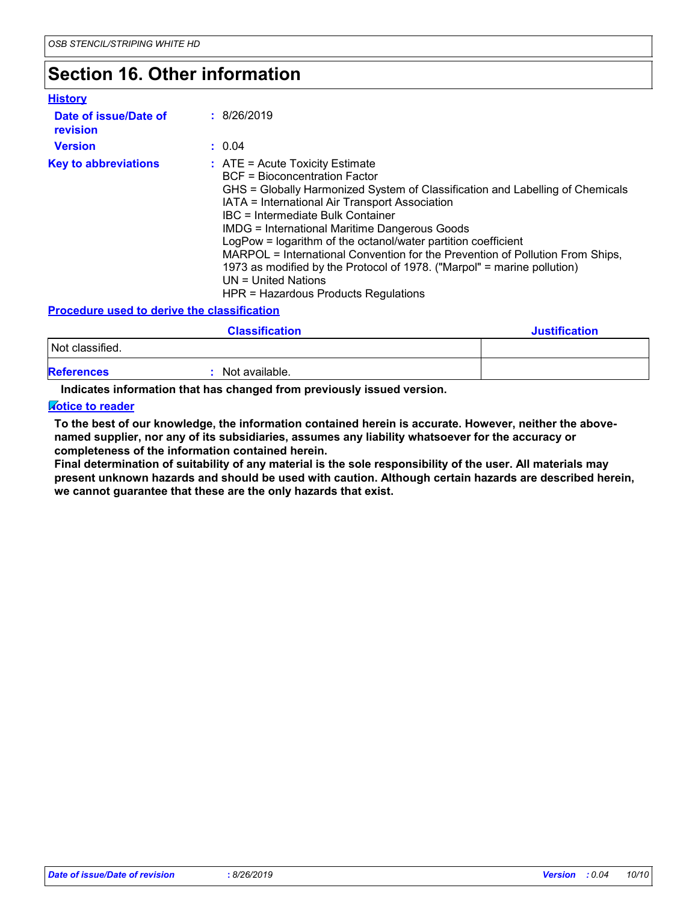# Section 16. Other information

**History**

**Date of issue/Date of revision** : 8/26/2019

**Version** : 0.04

**Key to abbreviations** : ATE = Acute Toxicity Estimate
BCF = Bioconcentration Factor
GHS = Globally Harmonized System of Classification and Labelling of Chemicals
IATA = International Air Transport Association
IBC = Intermediate Bulk Container
IMDG = International Maritime Dangerous Goods
LogPow = logarithm of the octanol/water partition coefficient
MARPOL = International Convention for the Prevention of Pollution From Ships, 1973 as modified by the Protocol of 1978. ("Marpol" = marine pollution)
UN = United Nations
HPR = Hazardous Products Regulations

**Procedure used to derive the classification**

| Classification | Justification |
| --- | --- |
| Not classified. | |
| **References** : Not available. | |

**Indicates information that has changed from previously issued version.**

**Notice to reader**

**To the best of our knowledge, the information contained herein is accurate. However, neither the above-named supplier, nor any of its subsidiaries, assumes any liability whatsoever for the accuracy or completeness of the information contained herein.**
**Final determination of suitability of any material is the sole responsibility of the user. All materials may present unknown hazards and should be used with caution. Although certain hazards are described herein, we cannot guarantee that these are the only hazards that exist.**